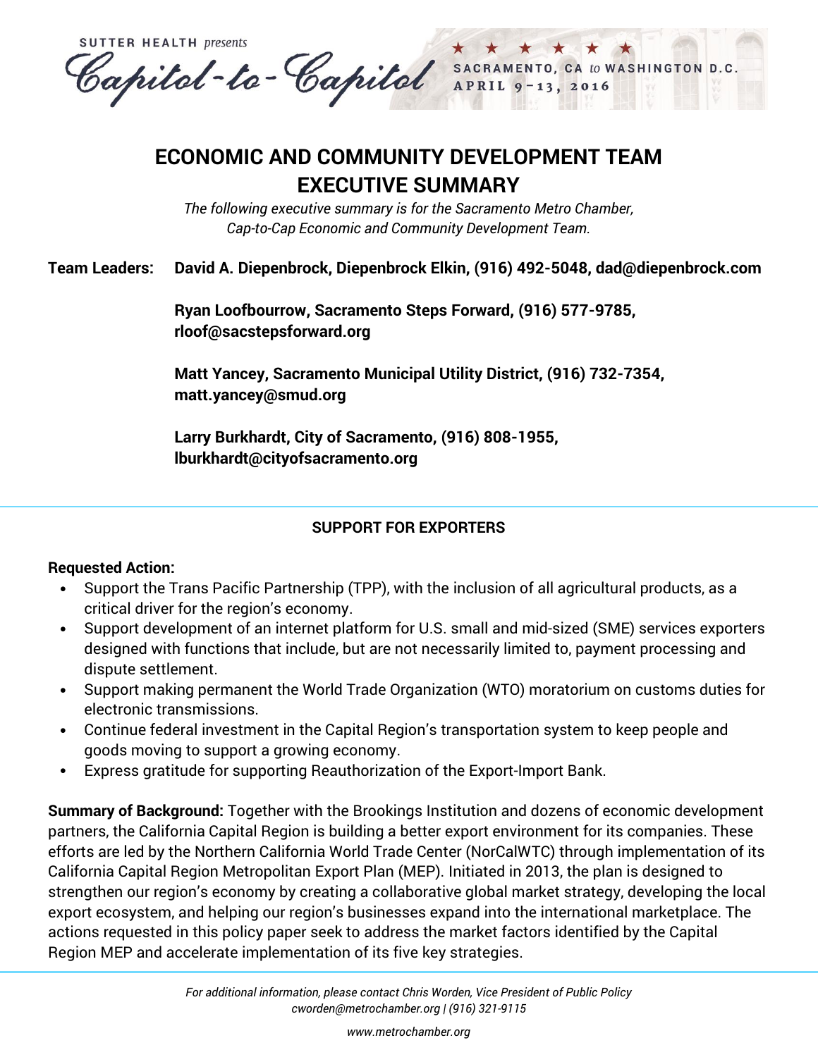SUTTER HEALTH *presents*

Capitol-to-Capitol

SACRAMENTO, CA *to* WASHINGTON D.C.
APRIL 9–13, 2016

# ECONOMIC AND COMMUNITY DEVELOPMENT TEAM EXECUTIVE SUMMARY

*The following executive summary is for the Sacramento Metro Chamber, Cap-to-Cap Economic and Community Development Team.*

**Team Leaders:** **David A. Diepenbrock, Diepenbrock Elkin, (916) 492-5048, dad@diepenbrock.com**

**Ryan Loofbourrow, Sacramento Steps Forward, (916) 577-9785, rloof@sacstepsforward.org**

**Matt Yancey, Sacramento Municipal Utility District, (916) 732-7354, matt.yancey@smud.org**

**Larry Burkhardt, City of Sacramento, (916) 808-1955, lburkhardt@cityofsacramento.org**

---

## SUPPORT FOR EXPORTERS

**Requested Action:**

- Support the Trans Pacific Partnership (TPP), with the inclusion of all agricultural products, as a critical driver for the region's economy.
- Support development of an internet platform for U.S. small and mid-sized (SME) services exporters designed with functions that include, but are not necessarily limited to, payment processing and dispute settlement.
- Support making permanent the World Trade Organization (WTO) moratorium on customs duties for electronic transmissions.
- Continue federal investment in the Capital Region's transportation system to keep people and goods moving to support a growing economy.
- Express gratitude for supporting Reauthorization of the Export-Import Bank.

**Summary of Background:** Together with the Brookings Institution and dozens of economic development partners, the California Capital Region is building a better export environment for its companies. These efforts are led by the Northern California World Trade Center (NorCalWTC) through implementation of its California Capital Region Metropolitan Export Plan (MEP). Initiated in 2013, the plan is designed to strengthen our region's economy by creating a collaborative global market strategy, developing the local export ecosystem, and helping our region's businesses expand into the international marketplace. The actions requested in this policy paper seek to address the market factors identified by the Capital Region MEP and accelerate implementation of its five key strategies.

---

*For additional information, please contact Chris Worden, Vice President of Public Policy cworden@metrochamber.org | (916) 321-9115*

*www.metrochamber.org*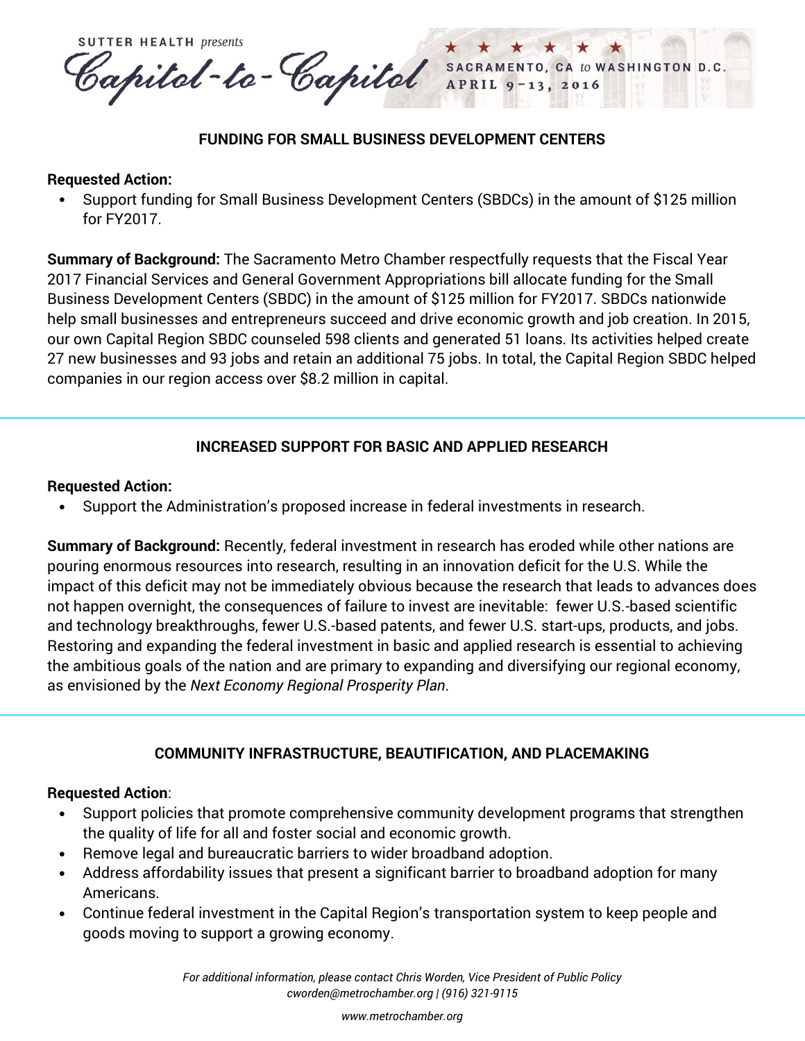## FUNDING FOR SMALL BUSINESS DEVELOPMENT CENTERS

**Requested Action:**

- Support funding for Small Business Development Centers (SBDCs) in the amount of $125 million for FY2017.

**Summary of Background:** The Sacramento Metro Chamber respectfully requests that the Fiscal Year 2017 Financial Services and General Government Appropriations bill allocate funding for the Small Business Development Centers (SBDC) in the amount of $125 million for FY2017. SBDCs nationwide help small businesses and entrepreneurs succeed and drive economic growth and job creation. In 2015, our own Capital Region SBDC counseled 598 clients and generated 51 loans. Its activities helped create 27 new businesses and 93 jobs and retain an additional 75 jobs. In total, the Capital Region SBDC helped companies in our region access over $8.2 million in capital.

---

## INCREASED SUPPORT FOR BASIC AND APPLIED RESEARCH

**Requested Action:**

- Support the Administration's proposed increase in federal investments in research.

**Summary of Background:** Recently, federal investment in research has eroded while other nations are pouring enormous resources into research, resulting in an innovation deficit for the U.S. While the impact of this deficit may not be immediately obvious because the research that leads to advances does not happen overnight, the consequences of failure to invest are inevitable: fewer U.S.-based scientific and technology breakthroughs, fewer U.S.-based patents, and fewer U.S. start-ups, products, and jobs. Restoring and expanding the federal investment in basic and applied research is essential to achieving the ambitious goals of the nation and are primary to expanding and diversifying our regional economy, as envisioned by the *Next Economy Regional Prosperity Plan*.

---

## COMMUNITY INFRASTRUCTURE, BEAUTIFICATION, AND PLACEMAKING

**Requested Action**:

- Support policies that promote comprehensive community development programs that strengthen the quality of life for all and foster social and economic growth.
- Remove legal and bureaucratic barriers to wider broadband adoption.
- Address affordability issues that present a significant barrier to broadband adoption for many Americans.
- Continue federal investment in the Capital Region's transportation system to keep people and goods moving to support a growing economy.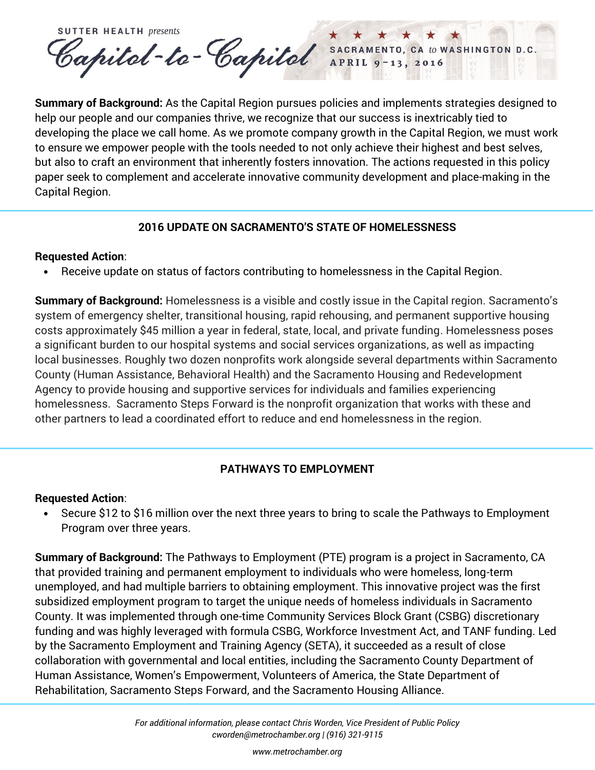**Summary of Background:** As the Capital Region pursues policies and implements strategies designed to help our people and our companies thrive, we recognize that our success is inextricably tied to developing the place we call home. As we promote company growth in the Capital Region, we must work to ensure we empower people with the tools needed to not only achieve their highest and best selves, but also to craft an environment that inherently fosters innovation. The actions requested in this policy paper seek to complement and accelerate innovative community development and place-making in the Capital Region.

---

## 2016 UPDATE ON SACRAMENTO'S STATE OF HOMELESSNESS

**Requested Action**:

- Receive update on status of factors contributing to homelessness in the Capital Region.

**Summary of Background:** Homelessness is a visible and costly issue in the Capital region. Sacramento's system of emergency shelter, transitional housing, rapid rehousing, and permanent supportive housing costs approximately $45 million a year in federal, state, local, and private funding. Homelessness poses a significant burden to our hospital systems and social services organizations, as well as impacting local businesses. Roughly two dozen nonprofits work alongside several departments within Sacramento County (Human Assistance, Behavioral Health) and the Sacramento Housing and Redevelopment Agency to provide housing and supportive services for individuals and families experiencing homelessness. Sacramento Steps Forward is the nonprofit organization that works with these and other partners to lead a coordinated effort to reduce and end homelessness in the region.

---

## PATHWAYS TO EMPLOYMENT

**Requested Action**:

- Secure $12 to $16 million over the next three years to bring to scale the Pathways to Employment Program over three years.

**Summary of Background:** The Pathways to Employment (PTE) program is a project in Sacramento, CA that provided training and permanent employment to individuals who were homeless, long-term unemployed, and had multiple barriers to obtaining employment. This innovative project was the first subsidized employment program to target the unique needs of homeless individuals in Sacramento County. It was implemented through one-time Community Services Block Grant (CSBG) discretionary funding and was highly leveraged with formula CSBG, Workforce Investment Act, and TANF funding. Led by the Sacramento Employment and Training Agency (SETA), it succeeded as a result of close collaboration with governmental and local entities, including the Sacramento County Department of Human Assistance, Women's Empowerment, Volunteers of America, the State Department of Rehabilitation, Sacramento Steps Forward, and the Sacramento Housing Alliance.

---

*For additional information, please contact Chris Worden, Vice President of Public Policy*
*cworden@metrochamber.org | (916) 321-9115*

*www.metrochamber.org*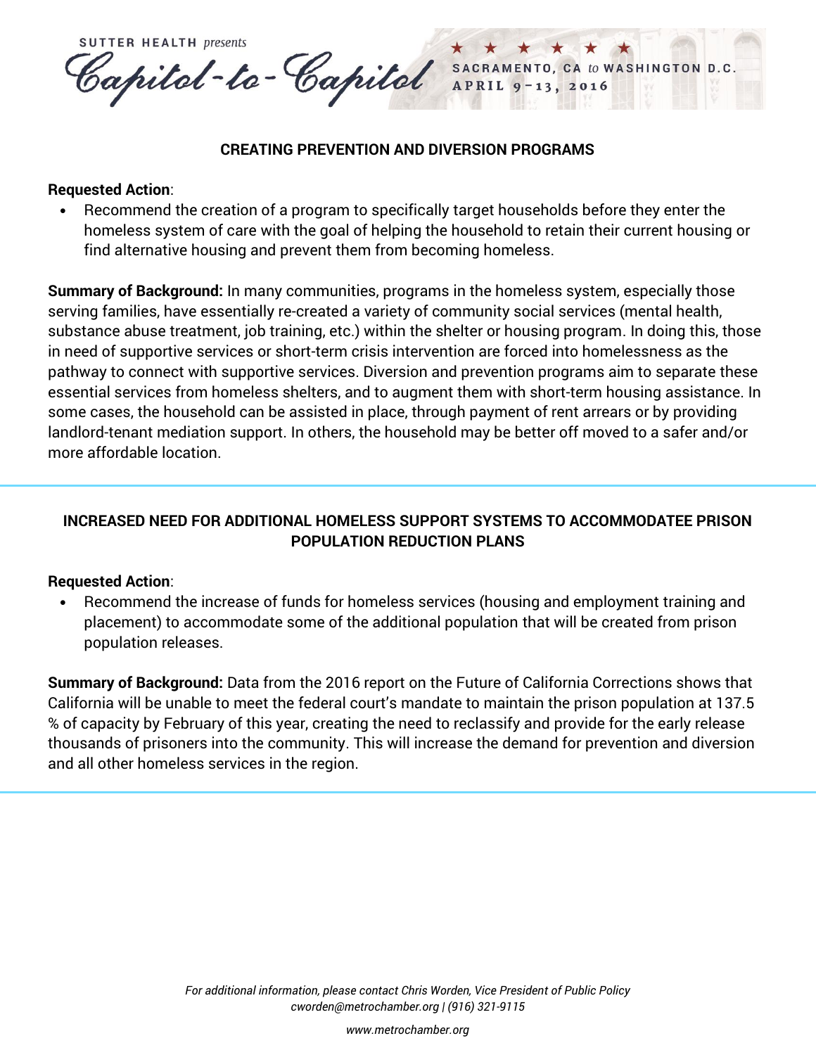## CREATING PREVENTION AND DIVERSION PROGRAMS

**Requested Action**:

- Recommend the creation of a program to specifically target households before they enter the homeless system of care with the goal of helping the household to retain their current housing or find alternative housing and prevent them from becoming homeless.

**Summary of Background:** In many communities, programs in the homeless system, especially those serving families, have essentially re-created a variety of community social services (mental health, substance abuse treatment, job training, etc.) within the shelter or housing program. In doing this, those in need of supportive services or short-term crisis intervention are forced into homelessness as the pathway to connect with supportive services. Diversion and prevention programs aim to separate these essential services from homeless shelters, and to augment them with short-term housing assistance. In some cases, the household can be assisted in place, through payment of rent arrears or by providing landlord-tenant mediation support. In others, the household may be better off moved to a safer and/or more affordable location.

---

## INCREASED NEED FOR ADDITIONAL HOMELESS SUPPORT SYSTEMS TO ACCOMMODATEE PRISON POPULATION REDUCTION PLANS

**Requested Action**:

- Recommend the increase of funds for homeless services (housing and employment training and placement) to accommodate some of the additional population that will be created from prison population releases.

**Summary of Background:** Data from the 2016 report on the Future of California Corrections shows that California will be unable to meet the federal court's mandate to maintain the prison population at 137.5 % of capacity by February of this year, creating the need to reclassify and provide for the early release thousands of prisoners into the community. This will increase the demand for prevention and diversion and all other homeless services in the region.

---

*For additional information, please contact Chris Worden, Vice President of Public Policy*
*cworden@metrochamber.org | (916) 321-9115*

*www.metrochamber.org*